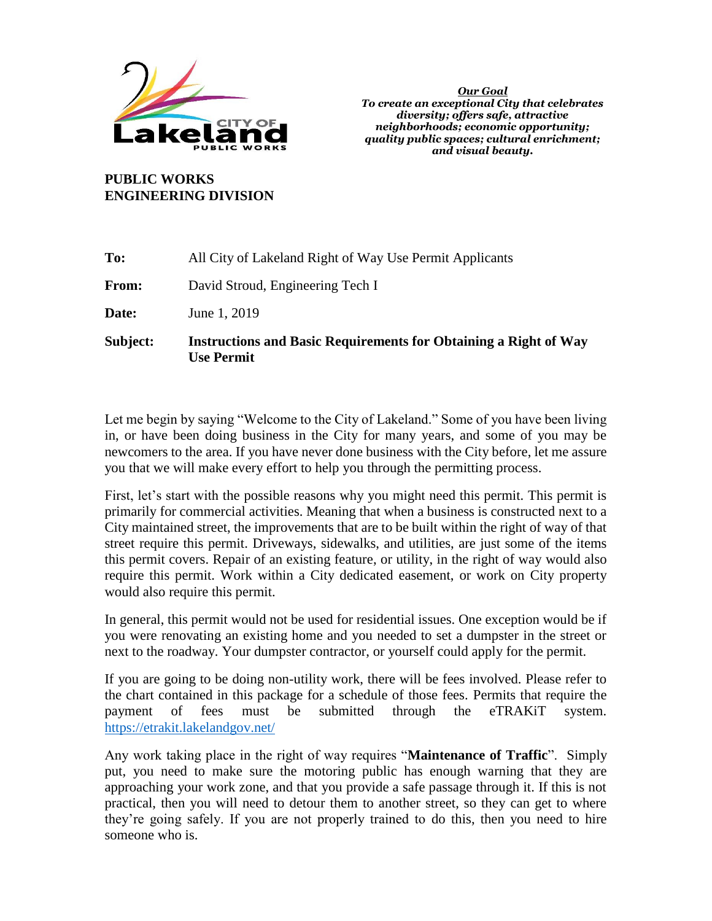CITY OF
Lakeland
PUBLIC WORKS

***Our Goal***
***To create an exceptional City that celebrates diversity; offers safe, attractive neighborhoods; economic opportunity; quality public spaces; cultural enrichment; and visual beauty.***

**PUBLIC WORKS**
**ENGINEERING DIVISION**

| | |
|---|---|
| **To:** | All City of Lakeland Right of Way Use Permit Applicants |
| **From:** | David Stroud, Engineering Tech I |
| **Date:** | June 1, 2019 |
| **Subject:** | **Instructions and Basic Requirements for Obtaining a Right of Way Use Permit** |

Let me begin by saying "Welcome to the City of Lakeland." Some of you have been living in, or have been doing business in the City for many years, and some of you may be newcomers to the area. If you have never done business with the City before, let me assure you that we will make every effort to help you through the permitting process.

First, let's start with the possible reasons why you might need this permit. This permit is primarily for commercial activities. Meaning that when a business is constructed next to a City maintained street, the improvements that are to be built within the right of way of that street require this permit. Driveways, sidewalks, and utilities, are just some of the items this permit covers. Repair of an existing feature, or utility, in the right of way would also require this permit. Work within a City dedicated easement, or work on City property would also require this permit.

In general, this permit would not be used for residential issues. One exception would be if you were renovating an existing home and you needed to set a dumpster in the street or next to the roadway. Your dumpster contractor, or yourself could apply for the permit.

If you are going to be doing non-utility work, there will be fees involved. Please refer to the chart contained in this package for a schedule of those fees. Permits that require the payment of fees must be submitted through the eTRAKiT system. https://etrakit.lakelandgov.net/

Any work taking place in the right of way requires "**Maintenance of Traffic**". Simply put, you need to make sure the motoring public has enough warning that they are approaching your work zone, and that you provide a safe passage through it. If this is not practical, then you will need to detour them to another street, so they can get to where they're going safely. If you are not properly trained to do this, then you need to hire someone who is.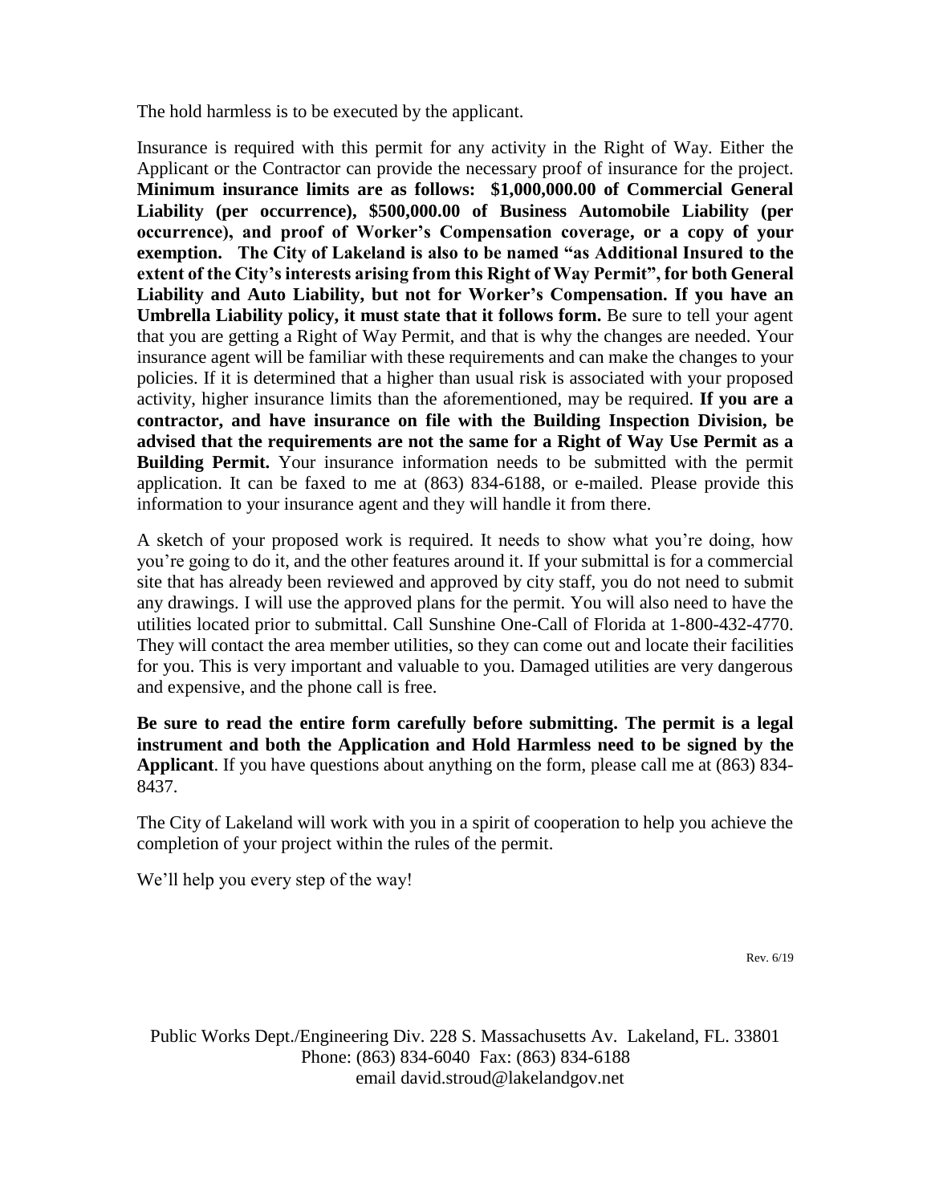The hold harmless is to be executed by the applicant.

Insurance is required with this permit for any activity in the Right of Way. Either the Applicant or the Contractor can provide the necessary proof of insurance for the project. **Minimum insurance limits are as follows: $1,000,000.00 of Commercial General Liability (per occurrence), $500,000.00 of Business Automobile Liability (per occurrence), and proof of Worker's Compensation coverage, or a copy of your exemption. The City of Lakeland is also to be named "as Additional Insured to the extent of the City's interests arising from this Right of Way Permit", for both General Liability and Auto Liability, but not for Worker's Compensation. If you have an Umbrella Liability policy, it must state that it follows form.** Be sure to tell your agent that you are getting a Right of Way Permit, and that is why the changes are needed. Your insurance agent will be familiar with these requirements and can make the changes to your policies. If it is determined that a higher than usual risk is associated with your proposed activity, higher insurance limits than the aforementioned, may be required. **If you are a contractor, and have insurance on file with the Building Inspection Division, be advised that the requirements are not the same for a Right of Way Use Permit as a Building Permit.** Your insurance information needs to be submitted with the permit application. It can be faxed to me at (863) 834-6188, or e-mailed. Please provide this information to your insurance agent and they will handle it from there.

A sketch of your proposed work is required. It needs to show what you're doing, how you're going to do it, and the other features around it. If your submittal is for a commercial site that has already been reviewed and approved by city staff, you do not need to submit any drawings. I will use the approved plans for the permit. You will also need to have the utilities located prior to submittal. Call Sunshine One-Call of Florida at 1-800-432-4770. They will contact the area member utilities, so they can come out and locate their facilities for you. This is very important and valuable to you. Damaged utilities are very dangerous and expensive, and the phone call is free.

**Be sure to read the entire form carefully before submitting. The permit is a legal instrument and both the Application and Hold Harmless need to be signed by the Applicant**. If you have questions about anything on the form, please call me at (863) 834-8437.

The City of Lakeland will work with you in a spirit of cooperation to help you achieve the completion of your project within the rules of the permit.

We'll help you every step of the way!

Rev. 6/19

Public Works Dept./Engineering Div. 228 S. Massachusetts Av. Lakeland, FL. 33801
Phone: (863) 834-6040 Fax: (863) 834-6188
email david.stroud@lakelandgov.net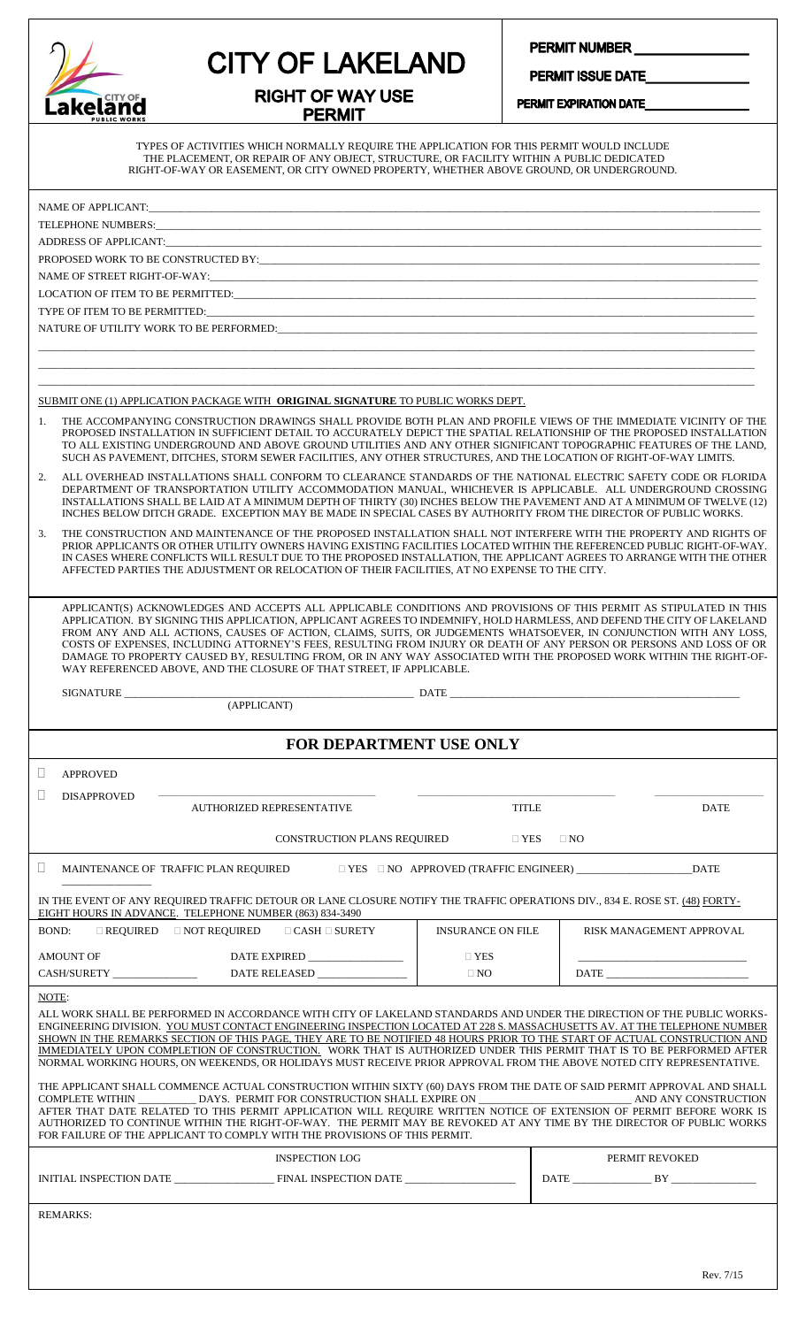# CITY OF LAKELAND

## RIGHT OF WAY USE PERMIT

PERMIT NUMBER _______________

PERMIT ISSUE DATE_______________

PERMIT EXPIRATION DATE_______________

TYPES OF ACTIVITIES WHICH NORMALLY REQUIRE THE APPLICATION FOR THIS PERMIT WOULD INCLUDE THE PLACEMENT, OR REPAIR OF ANY OBJECT, STRUCTURE, OR FACILITY WITHIN A PUBLIC DEDICATED RIGHT-OF-WAY OR EASEMENT, OR CITY OWNED PROPERTY, WHETHER ABOVE GROUND, OR UNDERGROUND.

NAME OF APPLICANT:_______________

TELEPHONE NUMBERS:_______________

ADDRESS OF APPLICANT:_______________

PROPOSED WORK TO BE CONSTRUCTED BY:_______________

NAME OF STREET RIGHT-OF-WAY:_______________

LOCATION OF ITEM TO BE PERMITTED:_______________

TYPE OF ITEM TO BE PERMITTED:_______________

NATURE OF UTILITY WORK TO BE PERFORMED:_______________

_______________

_______________

_______________

SUBMIT ONE (1) APPLICATION PACKAGE WITH **ORIGINAL SIGNATURE** TO PUBLIC WORKS DEPT.

1. THE ACCOMPANYING CONSTRUCTION DRAWINGS SHALL PROVIDE BOTH PLAN AND PROFILE VIEWS OF THE IMMEDIATE VICINITY OF THE PROPOSED INSTALLATION IN SUFFICIENT DETAIL TO ACCURATELY DEPICT THE SPATIAL RELATIONSHIP OF THE PROPOSED INSTALLATION TO ALL EXISTING UNDERGROUND AND ABOVE GROUND UTILITIES AND ANY OTHER SIGNIFICANT TOPOGRAPHIC FEATURES OF THE LAND, SUCH AS PAVEMENT, DITCHES, STORM SEWER FACILITIES, ANY OTHER STRUCTURES, AND THE LOCATION OF RIGHT-OF-WAY LIMITS.
2. ALL OVERHEAD INSTALLATIONS SHALL CONFORM TO CLEARANCE STANDARDS OF THE NATIONAL ELECTRIC SAFETY CODE OR FLORIDA DEPARTMENT OF TRANSPORTATION UTILITY ACCOMMODATION MANUAL, WHICHEVER IS APPLICABLE. ALL UNDERGROUND CROSSING INSTALLATIONS SHALL BE LAID AT A MINIMUM DEPTH OF THIRTY (30) INCHES BELOW THE PAVEMENT AND AT A MINIMUM OF TWELVE (12) INCHES BELOW DITCH GRADE. EXCEPTION MAY BE MADE IN SPECIAL CASES BY AUTHORITY FROM THE DIRECTOR OF PUBLIC WORKS.
3. THE CONSTRUCTION AND MAINTENANCE OF THE PROPOSED INSTALLATION SHALL NOT INTERFERE WITH THE PROPERTY AND RIGHTS OF PRIOR APPLICANTS OR OTHER UTILITY OWNERS HAVING EXISTING FACILITIES LOCATED WITHIN THE REFERENCED PUBLIC RIGHT-OF-WAY. IN CASES WHERE CONFLICTS WILL RESULT DUE TO THE PROPOSED INSTALLATION, THE APPLICANT AGREES TO ARRANGE WITH THE OTHER AFFECTED PARTIES THE ADJUSTMENT OR RELOCATION OF THEIR FACILITIES, AT NO EXPENSE TO THE CITY.

APPLICANT(S) ACKNOWLEDGES AND ACCEPTS ALL APPLICABLE CONDITIONS AND PROVISIONS OF THIS PERMIT AS STIPULATED IN THIS APPLICATION. BY SIGNING THIS APPLICATION, APPLICANT AGREES TO INDEMNIFY, HOLD HARMLESS, AND DEFEND THE CITY OF LAKELAND FROM ANY AND ALL ACTIONS, CAUSES OF ACTION, CLAIMS, SUITS, OR JUDGEMENTS WHATSOEVER, IN CONJUNCTION WITH ANY LOSS, COSTS OF EXPENSES, INCLUDING ATTORNEY'S FEES, RESULTING FROM INJURY OR DEATH OF ANY PERSON OR PERSONS AND LOSS OF OR DAMAGE TO PROPERTY CAUSED BY, RESULTING FROM, OR IN ANY WAY ASSOCIATED WITH THE PROPOSED WORK WITHIN THE RIGHT-OF-WAY REFERENCED ABOVE, AND THE CLOSURE OF THAT STREET, IF APPLICABLE.

SIGNATURE _______________ (APPLICANT) DATE _______________

## FOR DEPARTMENT USE ONLY

☐ APPROVED

☐ DISAPPROVED _______________ AUTHORIZED REPRESENTATIVE _______________ TITLE _______________ DATE

CONSTRUCTION PLANS REQUIRED ☐ YES ☐ NO

☐ MAINTENANCE OF TRAFFIC PLAN REQUIRED ☐ YES ☐ NO APPROVED (TRAFFIC ENGINEER) _______________ DATE _______________

IN THE EVENT OF ANY REQUIRED TRAFFIC DETOUR OR LANE CLOSURE NOTIFY THE TRAFFIC OPERATIONS DIV., 834 E. ROSE ST. (48) FORTY-EIGHT HOURS IN ADVANCE. TELEPHONE NUMBER (863) 834-3490

| BOND: ☐ REQUIRED ☐ NOT REQUIRED ☐ CASH ☐ SURETY | | INSURANCE ON FILE | RISK MANAGEMENT APPROVAL |
|---|---|---|---|
| AMOUNT OF | DATE EXPIRED _______________ | ☐ YES | _______________ |
| CASH/SURETY _______________ | DATE RELEASED _______________ | ☐ NO | DATE _______________ |

NOTE:

ALL WORK SHALL BE PERFORMED IN ACCORDANCE WITH CITY OF LAKELAND STANDARDS AND UNDER THE DIRECTION OF THE PUBLIC WORKS-ENGINEERING DIVISION. YOU MUST CONTACT ENGINEERING INSPECTION LOCATED AT 228 S. MASSACHUSETTS AV. AT THE TELEPHONE NUMBER SHOWN IN THE REMARKS SECTION OF THIS PAGE. THEY ARE TO BE NOTIFIED 48 HOURS PRIOR TO THE START OF ACTUAL CONSTRUCTION AND IMMEDIATELY UPON COMPLETION OF CONSTRUCTION. WORK THAT IS AUTHORIZED UNDER THIS PERMIT THAT IS TO BE PERFORMED AFTER NORMAL WORKING HOURS, ON WEEKENDS, OR HOLIDAYS MUST RECEIVE PRIOR APPROVAL FROM THE ABOVE NOTED CITY REPRESENTATIVE.

THE APPLICANT SHALL COMMENCE ACTUAL CONSTRUCTION WITHIN SIXTY (60) DAYS FROM THE DATE OF SAID PERMIT APPROVAL AND SHALL COMPLETE WITHIN _______________ DAYS. PERMIT FOR CONSTRUCTION SHALL EXPIRE ON _______________ AND ANY CONSTRUCTION AFTER THAT DATE RELATED TO THIS PERMIT APPLICATION WILL REQUIRE WRITTEN NOTICE OF EXTENSION OF PERMIT BEFORE WORK IS AUTHORIZED TO CONTINUE WITHIN THE RIGHT-OF-WAY. THE PERMIT MAY BE REVOKED AT ANY TIME BY THE DIRECTOR OF PUBLIC WORKS FOR FAILURE OF THE APPLICANT TO COMPLY WITH THE PROVISIONS OF THIS PERMIT.

| INSPECTION LOG | PERMIT REVOKED |
|---|---|
| INITIAL INSPECTION DATE _______________ FINAL INSPECTION DATE _______________ | DATE _______________ BY _______________ |

REMARKS:

Rev. 7/15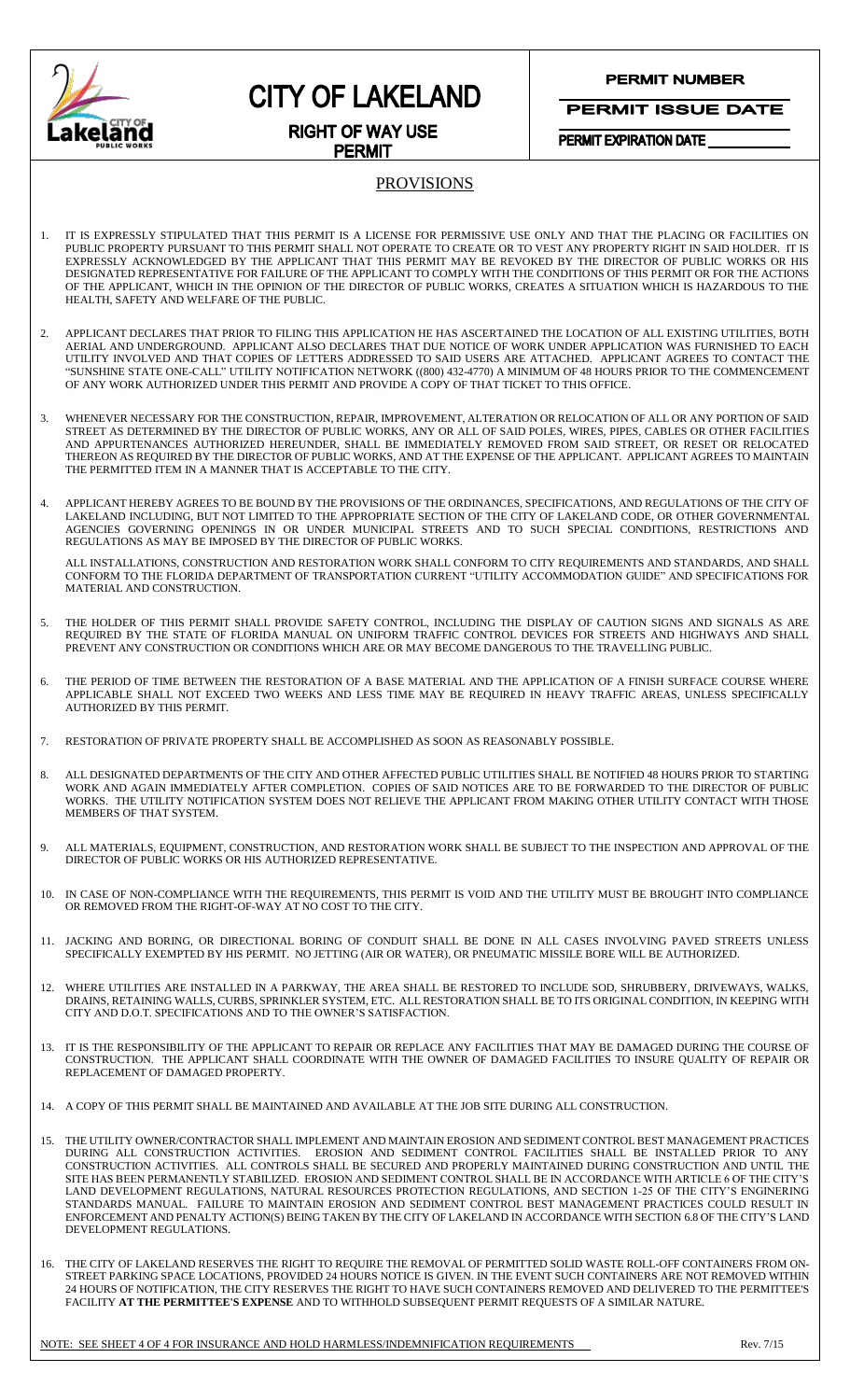# CITY OF LAKELAND

## RIGHT OF WAY USE PERMIT

**PERMIT NUMBER**

**PERMIT ISSUE DATE**

**PERMIT EXPIRATION DATE** ____________

## PROVISIONS

1. IT IS EXPRESSLY STIPULATED THAT THIS PERMIT IS A LICENSE FOR PERMISSIVE USE ONLY AND THAT THE PLACING OR FACILITIES ON PUBLIC PROPERTY PURSUANT TO THIS PERMIT SHALL NOT OPERATE TO CREATE OR TO VEST ANY PROPERTY RIGHT IN SAID HOLDER. IT IS EXPRESSLY ACKNOWLEDGED BY THE APPLICANT THAT THIS PERMIT MAY BE REVOKED BY THE DIRECTOR OF PUBLIC WORKS OR HIS DESIGNATED REPRESENTATIVE FOR FAILURE OF THE APPLICANT TO COMPLY WITH THE CONDITIONS OF THIS PERMIT OR FOR THE ACTIONS OF THE APPLICANT, WHICH IN THE OPINION OF THE DIRECTOR OF PUBLIC WORKS, CREATES A SITUATION WHICH IS HAZARDOUS TO THE HEALTH, SAFETY AND WELFARE OF THE PUBLIC.

2. APPLICANT DECLARES THAT PRIOR TO FILING THIS APPLICATION HE HAS ASCERTAINED THE LOCATION OF ALL EXISTING UTILITIES, BOTH AERIAL AND UNDERGROUND. APPLICANT ALSO DECLARES THAT DUE NOTICE OF WORK UNDER APPLICATION WAS FURNISHED TO EACH UTILITY INVOLVED AND THAT COPIES OF LETTERS ADDRESSED TO SAID USERS ARE ATTACHED. APPLICANT AGREES TO CONTACT THE "SUNSHINE STATE ONE-CALL" UTILITY NOTIFICATION NETWORK ((800) 432-4770) A MINIMUM OF 48 HOURS PRIOR TO THE COMMENCEMENT OF ANY WORK AUTHORIZED UNDER THIS PERMIT AND PROVIDE A COPY OF THAT TICKET TO THIS OFFICE.

3. WHENEVER NECESSARY FOR THE CONSTRUCTION, REPAIR, IMPROVEMENT, ALTERATION OR RELOCATION OF ALL OR ANY PORTION OF SAID STREET AS DETERMINED BY THE DIRECTOR OF PUBLIC WORKS, ANY OR ALL OF SAID POLES, WIRES, PIPES, CABLES OR OTHER FACILITIES AND APPURTENANCES AUTHORIZED HEREUNDER, SHALL BE IMMEDIATELY REMOVED FROM SAID STREET, OR RESET OR RELOCATED THEREON AS REQUIRED BY THE DIRECTOR OF PUBLIC WORKS, AND AT THE EXPENSE OF THE APPLICANT. APPLICANT AGREES TO MAINTAIN THE PERMITTED ITEM IN A MANNER THAT IS ACCEPTABLE TO THE CITY.

4. APPLICANT HEREBY AGREES TO BE BOUND BY THE PROVISIONS OF THE ORDINANCES, SPECIFICATIONS, AND REGULATIONS OF THE CITY OF LAKELAND INCLUDING, BUT NOT LIMITED TO THE APPROPRIATE SECTION OF THE CITY OF LAKELAND CODE, OR OTHER GOVERNMENTAL AGENCIES GOVERNING OPENINGS IN OR UNDER MUNICIPAL STREETS AND TO SUCH SPECIAL CONDITIONS, RESTRICTIONS AND REGULATIONS AS MAY BE IMPOSED BY THE DIRECTOR OF PUBLIC WORKS.

   ALL INSTALLATIONS, CONSTRUCTION AND RESTORATION WORK SHALL CONFORM TO CITY REQUIREMENTS AND STANDARDS, AND SHALL CONFORM TO THE FLORIDA DEPARTMENT OF TRANSPORTATION CURRENT "UTILITY ACCOMMODATION GUIDE" AND SPECIFICATIONS FOR MATERIAL AND CONSTRUCTION.

5. THE HOLDER OF THIS PERMIT SHALL PROVIDE SAFETY CONTROL, INCLUDING THE DISPLAY OF CAUTION SIGNS AND SIGNALS AS ARE REQUIRED BY THE STATE OF FLORIDA MANUAL ON UNIFORM TRAFFIC CONTROL DEVICES FOR STREETS AND HIGHWAYS AND SHALL PREVENT ANY CONSTRUCTION OR CONDITIONS WHICH ARE OR MAY BECOME DANGEROUS TO THE TRAVELLING PUBLIC.

6. THE PERIOD OF TIME BETWEEN THE RESTORATION OF A BASE MATERIAL AND THE APPLICATION OF A FINISH SURFACE COURSE WHERE APPLICABLE SHALL NOT EXCEED TWO WEEKS AND LESS TIME MAY BE REQUIRED IN HEAVY TRAFFIC AREAS, UNLESS SPECIFICALLY AUTHORIZED BY THIS PERMIT.

7. RESTORATION OF PRIVATE PROPERTY SHALL BE ACCOMPLISHED AS SOON AS REASONABLY POSSIBLE.

8. ALL DESIGNATED DEPARTMENTS OF THE CITY AND OTHER AFFECTED PUBLIC UTILITIES SHALL BE NOTIFIED 48 HOURS PRIOR TO STARTING WORK AND AGAIN IMMEDIATELY AFTER COMPLETION. COPIES OF SAID NOTICES ARE TO BE FORWARDED TO THE DIRECTOR OF PUBLIC WORKS. THE UTILITY NOTIFICATION SYSTEM DOES NOT RELIEVE THE APPLICANT FROM MAKING OTHER UTILITY CONTACT WITH THOSE MEMBERS OF THAT SYSTEM.

9. ALL MATERIALS, EQUIPMENT, CONSTRUCTION, AND RESTORATION WORK SHALL BE SUBJECT TO THE INSPECTION AND APPROVAL OF THE DIRECTOR OF PUBLIC WORKS OR HIS AUTHORIZED REPRESENTATIVE.

10. IN CASE OF NON-COMPLIANCE WITH THE REQUIREMENTS, THIS PERMIT IS VOID AND THE UTILITY MUST BE BROUGHT INTO COMPLIANCE OR REMOVED FROM THE RIGHT-OF-WAY AT NO COST TO THE CITY.

11. JACKING AND BORING, OR DIRECTIONAL BORING OF CONDUIT SHALL BE DONE IN ALL CASES INVOLVING PAVED STREETS UNLESS SPECIFICALLY EXEMPTED BY HIS PERMIT. NO JETTING (AIR OR WATER), OR PNEUMATIC MISSILE BORE WILL BE AUTHORIZED.

12. WHERE UTILITIES ARE INSTALLED IN A PARKWAY, THE AREA SHALL BE RESTORED TO INCLUDE SOD, SHRUBBERY, DRIVEWAYS, WALKS, DRAINS, RETAINING WALLS, CURBS, SPRINKLER SYSTEM, ETC. ALL RESTORATION SHALL BE TO ITS ORIGINAL CONDITION, IN KEEPING WITH CITY AND D.O.T. SPECIFICATIONS AND TO THE OWNER'S SATISFACTION.

13. IT IS THE RESPONSIBILITY OF THE APPLICANT TO REPAIR OR REPLACE ANY FACILITIES THAT MAY BE DAMAGED DURING THE COURSE OF CONSTRUCTION. THE APPLICANT SHALL COORDINATE WITH THE OWNER OF DAMAGED FACILITIES TO INSURE QUALITY OF REPAIR OR REPLACEMENT OF DAMAGED PROPERTY.

14. A COPY OF THIS PERMIT SHALL BE MAINTAINED AND AVAILABLE AT THE JOB SITE DURING ALL CONSTRUCTION.

15. THE UTILITY OWNER/CONTRACTOR SHALL IMPLEMENT AND MAINTAIN EROSION AND SEDIMENT CONTROL BEST MANAGEMENT PRACTICES DURING ALL CONSTRUCTION ACTIVITIES. EROSION AND SEDIMENT CONTROL FACILITIES SHALL BE INSTALLED PRIOR TO ANY CONSTRUCTION ACTIVITIES. ALL CONTROLS SHALL BE SECURED AND PROPERLY MAINTAINED DURING CONSTRUCTION AND UNTIL THE SITE HAS BEEN PERMANENTLY STABILIZED. EROSION AND SEDIMENT CONTROL SHALL BE IN ACCORDANCE WITH ARTICLE 6 OF THE CITY'S LAND DEVELOPMENT REGULATIONS, NATURAL RESOURCES PROTECTION REGULATIONS, AND SECTION 1-25 OF THE CITY'S ENGINERING STANDARDS MANUAL. FAILURE TO MAINTAIN EROSION AND SEDIMENT CONTROL BEST MANAGEMENT PRACTICES COULD RESULT IN ENFORCEMENT AND PENALTY ACTION(S) BEING TAKEN BY THE CITY OF LAKELAND IN ACCORDANCE WITH SECTION 6.8 OF THE CITY'S LAND DEVELOPMENT REGULATIONS.

16. THE CITY OF LAKELAND RESERVES THE RIGHT TO REQUIRE THE REMOVAL OF PERMITTED SOLID WASTE ROLL-OFF CONTAINERS FROM ON-STREET PARKING SPACE LOCATIONS, PROVIDED 24 HOURS NOTICE IS GIVEN. IN THE EVENT SUCH CONTAINERS ARE NOT REMOVED WITHIN 24 HOURS OF NOTIFICATION, THE CITY RESERVES THE RIGHT TO HAVE SUCH CONTAINERS REMOVED AND DELIVERED TO THE PERMITTEE'S FACILITY **AT THE PERMITTEE'S EXPENSE** AND TO WITHHOLD SUBSEQUENT PERMIT REQUESTS OF A SIMILAR NATURE.

NOTE: SEE SHEET 4 OF 4 FOR INSURANCE AND HOLD HARMLESS/INDEMNIFICATION REQUIREMENTS

Rev. 7/15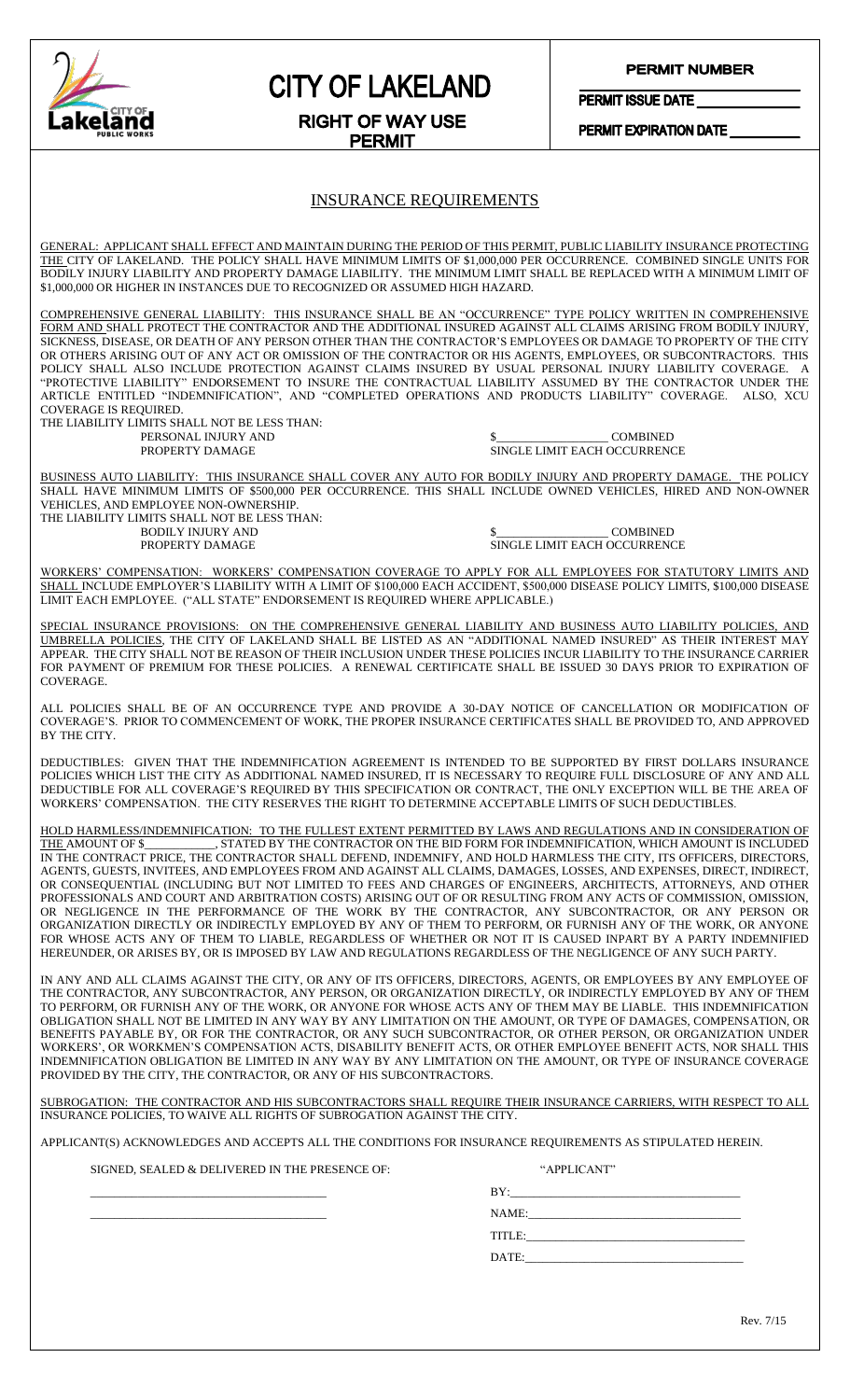# CITY OF LAKELAND

## RIGHT OF WAY USE PERMIT

**PERMIT NUMBER** ____________

**PERMIT ISSUE DATE** ____________

**PERMIT EXPIRATION DATE** ____________

## INSURANCE REQUIREMENTS

GENERAL: APPLICANT SHALL EFFECT AND MAINTAIN DURING THE PERIOD OF THIS PERMIT, PUBLIC LIABILITY INSURANCE PROTECTING THE CITY OF LAKELAND. THE POLICY SHALL HAVE MINIMUM LIMITS OF $1,000,000 PER OCCURRENCE. COMBINED SINGLE UNITS FOR BODILY INJURY LIABILITY AND PROPERTY DAMAGE LIABILITY. THE MINIMUM LIMIT SHALL BE REPLACED WITH A MINIMUM LIMIT OF $1,000,000 OR HIGHER IN INSTANCES DUE TO RECOGNIZED OR ASSUMED HIGH HAZARD.

COMPREHENSIVE GENERAL LIABILITY: THIS INSURANCE SHALL BE AN "OCCURRENCE" TYPE POLICY WRITTEN IN COMPREHENSIVE FORM AND SHALL PROTECT THE CONTRACTOR AND THE ADDITIONAL INSURED AGAINST ALL CLAIMS ARISING FROM BODILY INJURY, SICKNESS, DISEASE, OR DEATH OF ANY PERSON OTHER THAN THE CONTRACTOR'S EMPLOYEES OR DAMAGE TO PROPERTY OF THE CITY OR OTHERS ARISING OUT OF ANY ACT OR OMISSION OF THE CONTRACTOR OR HIS AGENTS, EMPLOYEES, OR SUBCONTRACTORS. THIS POLICY SHALL ALSO INCLUDE PROTECTION AGAINST CLAIMS INSURED BY USUAL PERSONAL INJURY LIABILITY COVERAGE. A "PROTECTIVE LIABILITY" ENDORSEMENT TO INSURE THE CONTRACTUAL LIABILITY ASSUMED BY THE CONTRACTOR UNDER THE ARTICLE ENTITLED "INDEMNIFICATION", AND "COMPLETED OPERATIONS AND PRODUCTS LIABILITY" COVERAGE. ALSO, XCU COVERAGE IS REQUIRED.

THE LIABILITY LIMITS SHALL NOT BE LESS THAN:

PERSONAL INJURY AND PROPERTY DAMAGE — $__________________ COMBINED SINGLE LIMIT EACH OCCURRENCE

BUSINESS AUTO LIABILITY: THIS INSURANCE SHALL COVER ANY AUTO FOR BODILY INJURY AND PROPERTY DAMAGE. THE POLICY SHALL HAVE MINIMUM LIMITS OF $500,000 PER OCCURRENCE. THIS SHALL INCLUDE OWNED VEHICLES, HIRED AND NON-OWNER VEHICLES, AND EMPLOYEE NON-OWNERSHIP.

THE LIABILITY LIMITS SHALL NOT BE LESS THAN:

BODILY INJURY AND PROPERTY DAMAGE — $__________________ COMBINED SINGLE LIMIT EACH OCCURRENCE

WORKERS' COMPENSATION: WORKERS' COMPENSATION COVERAGE TO APPLY FOR ALL EMPLOYEES FOR STATUTORY LIMITS AND SHALL INCLUDE EMPLOYER'S LIABILITY WITH A LIMIT OF $100,000 EACH ACCIDENT, $500,000 DISEASE POLICY LIMITS, $100,000 DISEASE LIMIT EACH EMPLOYEE. ("ALL STATE" ENDORSEMENT IS REQUIRED WHERE APPLICABLE.)

SPECIAL INSURANCE PROVISIONS: ON THE COMPREHENSIVE GENERAL LIABILITY AND BUSINESS AUTO LIABILITY POLICIES, AND UMBRELLA POLICIES, THE CITY OF LAKELAND SHALL BE LISTED AS AN "ADDITIONAL NAMED INSURED" AS THEIR INTEREST MAY APPEAR. THE CITY SHALL NOT BE REASON OF THEIR INCLUSION UNDER THESE POLICIES INCUR LIABILITY TO THE INSURANCE CARRIER FOR PAYMENT OF PREMIUM FOR THESE POLICIES. A RENEWAL CERTIFICATE SHALL BE ISSUED 30 DAYS PRIOR TO EXPIRATION OF COVERAGE.

ALL POLICIES SHALL BE OF AN OCCURRENCE TYPE AND PROVIDE A 30-DAY NOTICE OF CANCELLATION OR MODIFICATION OF COVERAGE'S. PRIOR TO COMMENCEMENT OF WORK, THE PROPER INSURANCE CERTIFICATES SHALL BE PROVIDED TO, AND APPROVED BY THE CITY.

DEDUCTIBLES: GIVEN THAT THE INDEMNIFICATION AGREEMENT IS INTENDED TO BE SUPPORTED BY FIRST DOLLARS INSURANCE POLICIES WHICH LIST THE CITY AS ADDITIONAL NAMED INSURED, IT IS NECESSARY TO REQUIRE FULL DISCLOSURE OF ANY AND ALL DEDUCTIBLE FOR ALL COVERAGE'S REQUIRED BY THIS SPECIFICATION OR CONTRACT, THE ONLY EXCEPTION WILL BE THE AREA OF WORKERS' COMPENSATION. THE CITY RESERVES THE RIGHT TO DETERMINE ACCEPTABLE LIMITS OF SUCH DEDUCTIBLES.

HOLD HARMLESS/INDEMNIFICATION: TO THE FULLEST EXTENT PERMITTED BY LAWS AND REGULATIONS AND IN CONSIDERATION OF THE AMOUNT OF $___________, STATED BY THE CONTRACTOR ON THE BID FORM FOR INDEMNIFICATION, WHICH AMOUNT IS INCLUDED IN THE CONTRACT PRICE, THE CONTRACTOR SHALL DEFEND, INDEMNIFY, AND HOLD HARMLESS THE CITY, ITS OFFICERS, DIRECTORS, AGENTS, GUESTS, INVITEES, AND EMPLOYEES FROM AND AGAINST ALL CLAIMS, DAMAGES, LOSSES, AND EXPENSES, DIRECT, INDIRECT, OR CONSEQUENTIAL (INCLUDING BUT NOT LIMITED TO FEES AND CHARGES OF ENGINEERS, ARCHITECTS, ATTORNEYS, AND OTHER PROFESSIONALS AND COURT AND ARBITRATION COSTS) ARISING OUT OF OR RESULTING FROM ANY ACTS OF COMMISSION, OMISSION, OR NEGLIGENCE IN THE PERFORMANCE OF THE WORK BY THE CONTRACTOR, ANY SUBCONTRACTOR, OR ANY PERSON OR ORGANIZATION DIRECTLY OR INDIRECTLY EMPLOYED BY ANY OF THEM TO PERFORM, OR FURNISH ANY OF THE WORK, OR ANYONE FOR WHOSE ACTS ANY OF THEM TO LIABLE, REGARDLESS OF WHETHER OR NOT IT IS CAUSED INPART BY A PARTY INDEMNIFIED HEREUNDER, OR ARISES BY, OR IS IMPOSED BY LAW AND REGULATIONS REGARDLESS OF THE NEGLIGENCE OF ANY SUCH PARTY.

IN ANY AND ALL CLAIMS AGAINST THE CITY, OR ANY OF ITS OFFICERS, DIRECTORS, AGENTS, OR EMPLOYEES BY ANY EMPLOYEE OF THE CONTRACTOR, ANY SUBCONTRACTOR, ANY PERSON, OR ORGANIZATION DIRECTLY, OR INDIRECTLY EMPLOYED BY ANY OF THEM TO PERFORM, OR FURNISH ANY OF THE WORK, OR ANYONE FOR WHOSE ACTS ANY OF THEM MAY BE LIABLE. THIS INDEMNIFICATION OBLIGATION SHALL NOT BE LIMITED IN ANY WAY BY ANY LIMITATION ON THE AMOUNT, OR TYPE OF DAMAGES, COMPENSATION, OR BENEFITS PAYABLE BY, OR FOR THE CONTRACTOR, OR ANY SUCH SUBCONTRACTOR, OR OTHER PERSON, OR ORGANIZATION UNDER WORKERS', OR WORKMEN'S COMPENSATION ACTS, DISABILITY BENEFIT ACTS, OR OTHER EMPLOYEE BENEFIT ACTS, NOR SHALL THIS INDEMNIFICATION OBLIGATION BE LIMITED IN ANY WAY BY ANY LIMITATION ON THE AMOUNT, OR TYPE OF INSURANCE COVERAGE PROVIDED BY THE CITY, THE CONTRACTOR, OR ANY OF HIS SUBCONTRACTORS.

SUBROGATION: THE CONTRACTOR AND HIS SUBCONTRACTORS SHALL REQUIRE THEIR INSURANCE CARRIERS, WITH RESPECT TO ALL INSURANCE POLICIES, TO WAIVE ALL RIGHTS OF SUBROGATION AGAINST THE CITY.

APPLICANT(S) ACKNOWLEDGES AND ACCEPTS ALL THE CONDITIONS FOR INSURANCE REQUIREMENTS AS STIPULATED HEREIN.

SIGNED, SEALED & DELIVERED IN THE PRESENCE OF:

______________________________________

______________________________________

"APPLICANT"

BY: ______________________________________

NAME: ______________________________________

TITLE: ______________________________________

DATE: ______________________________________

Rev. 7/15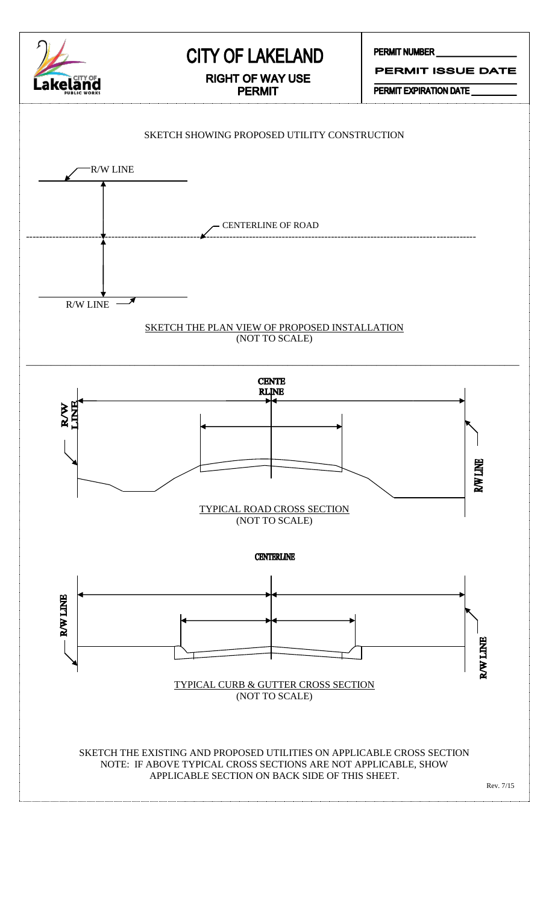# CITY OF LAKELAND

## RIGHT OF WAY USE PERMIT

PERMIT NUMBER ______________

PERMIT ISSUE DATE ______________

PERMIT EXPIRATION DATE ______________

SKETCH SHOWING PROPOSED UTILITY CONSTRUCTION

R/W LINE

CENTERLINE OF ROAD

R/W LINE

SKETCH THE PLAN VIEW OF PROPOSED INSTALLATION
(NOT TO SCALE)

CENTERLINE

R/W LINE

R/W LINE

TYPICAL ROAD CROSS SECTION
(NOT TO SCALE)

CENTERLINE

R/W LINE

R/W LINE

TYPICAL CURB & GUTTER CROSS SECTION
(NOT TO SCALE)

SKETCH THE EXISTING AND PROPOSED UTILITIES ON APPLICABLE CROSS SECTION
NOTE: IF ABOVE TYPICAL CROSS SECTIONS ARE NOT APPLICABLE, SHOW APPLICABLE SECTION ON BACK SIDE OF THIS SHEET.

Rev. 7/15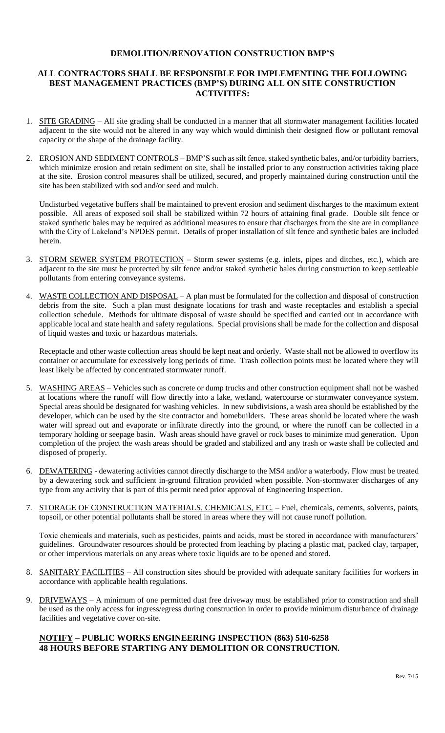# DEMOLITION/RENOVATION CONSTRUCTION BMP'S

## ALL CONTRACTORS SHALL BE RESPONSIBLE FOR IMPLEMENTING THE FOLLOWING BEST MANAGEMENT PRACTICES (BMP'S) DURING ALL ON SITE CONSTRUCTION ACTIVITIES:

1. <u>SITE GRADING</u> – All site grading shall be conducted in a manner that all stormwater management facilities located adjacent to the site would not be altered in any way which would diminish their designed flow or pollutant removal capacity or the shape of the drainage facility.

2. <u>EROSION AND SEDIMENT CONTROLS</u> – BMP'S such as silt fence, staked synthetic bales, and/or turbidity barriers, which minimize erosion and retain sediment on site, shall be installed prior to any construction activities taking place at the site. Erosion control measures shall be utilized, secured, and properly maintained during construction until the site has been stabilized with sod and/or seed and mulch.

   Undisturbed vegetative buffers shall be maintained to prevent erosion and sediment discharges to the maximum extent possible. All areas of exposed soil shall be stabilized within 72 hours of attaining final grade. Double silt fence or staked synthetic bales may be required as additional measures to ensure that discharges from the site are in compliance with the City of Lakeland's NPDES permit. Details of proper installation of silt fence and synthetic bales are included herein.

3. <u>STORM SEWER SYSTEM PROTECTION</u> – Storm sewer systems (e.g. inlets, pipes and ditches, etc.), which are adjacent to the site must be protected by silt fence and/or staked synthetic bales during construction to keep settleable pollutants from entering conveyance systems.

4. <u>WASTE COLLECTION AND DISPOSAL</u> – A plan must be formulated for the collection and disposal of construction debris from the site. Such a plan must designate locations for trash and waste receptacles and establish a special collection schedule. Methods for ultimate disposal of waste should be specified and carried out in accordance with applicable local and state health and safety regulations. Special provisions shall be made for the collection and disposal of liquid wastes and toxic or hazardous materials.

   Receptacle and other waste collection areas should be kept neat and orderly. Waste shall not be allowed to overflow its container or accumulate for excessively long periods of time. Trash collection points must be located where they will least likely be affected by concentrated stormwater runoff.

5. <u>WASHING AREAS</u> – Vehicles such as concrete or dump trucks and other construction equipment shall not be washed at locations where the runoff will flow directly into a lake, wetland, watercourse or stormwater conveyance system. Special areas should be designated for washing vehicles. In new subdivisions, a wash area should be established by the developer, which can be used by the site contractor and homebuilders. These areas should be located where the wash water will spread out and evaporate or infiltrate directly into the ground, or where the runoff can be collected in a temporary holding or seepage basin. Wash areas should have gravel or rock bases to minimize mud generation. Upon completion of the project the wash areas should be graded and stabilized and any trash or waste shall be collected and disposed of properly.

6. <u>DEWATERING</u> - dewatering activities cannot directly discharge to the MS4 and/or a waterbody. Flow must be treated by a dewatering sock and sufficient in-ground filtration provided when possible. Non-stormwater discharges of any type from any activity that is part of this permit need prior approval of Engineering Inspection.

7. <u>STORAGE OF CONSTRUCTION MATERIALS, CHEMICALS, ETC.</u> – Fuel, chemicals, cements, solvents, paints, topsoil, or other potential pollutants shall be stored in areas where they will not cause runoff pollution.

   Toxic chemicals and materials, such as pesticides, paints and acids, must be stored in accordance with manufacturers' guidelines. Groundwater resources should be protected from leaching by placing a plastic mat, packed clay, tarpaper, or other impervious materials on any areas where toxic liquids are to be opened and stored.

8. <u>SANITARY FACILITIES</u> – All construction sites should be provided with adequate sanitary facilities for workers in accordance with applicable health regulations.

9. <u>DRIVEWAYS</u> – A minimum of one permitted dust free driveway must be established prior to construction and shall be used as the only access for ingress/egress during construction in order to provide minimum disturbance of drainage facilities and vegetative cover on-site.

**<u>NOTIFY</u> – PUBLIC WORKS ENGINEERING INSPECTION (863) 510-6258**
**48 HOURS BEFORE STARTING ANY DEMOLITION OR CONSTRUCTION.**

Rev. 7/15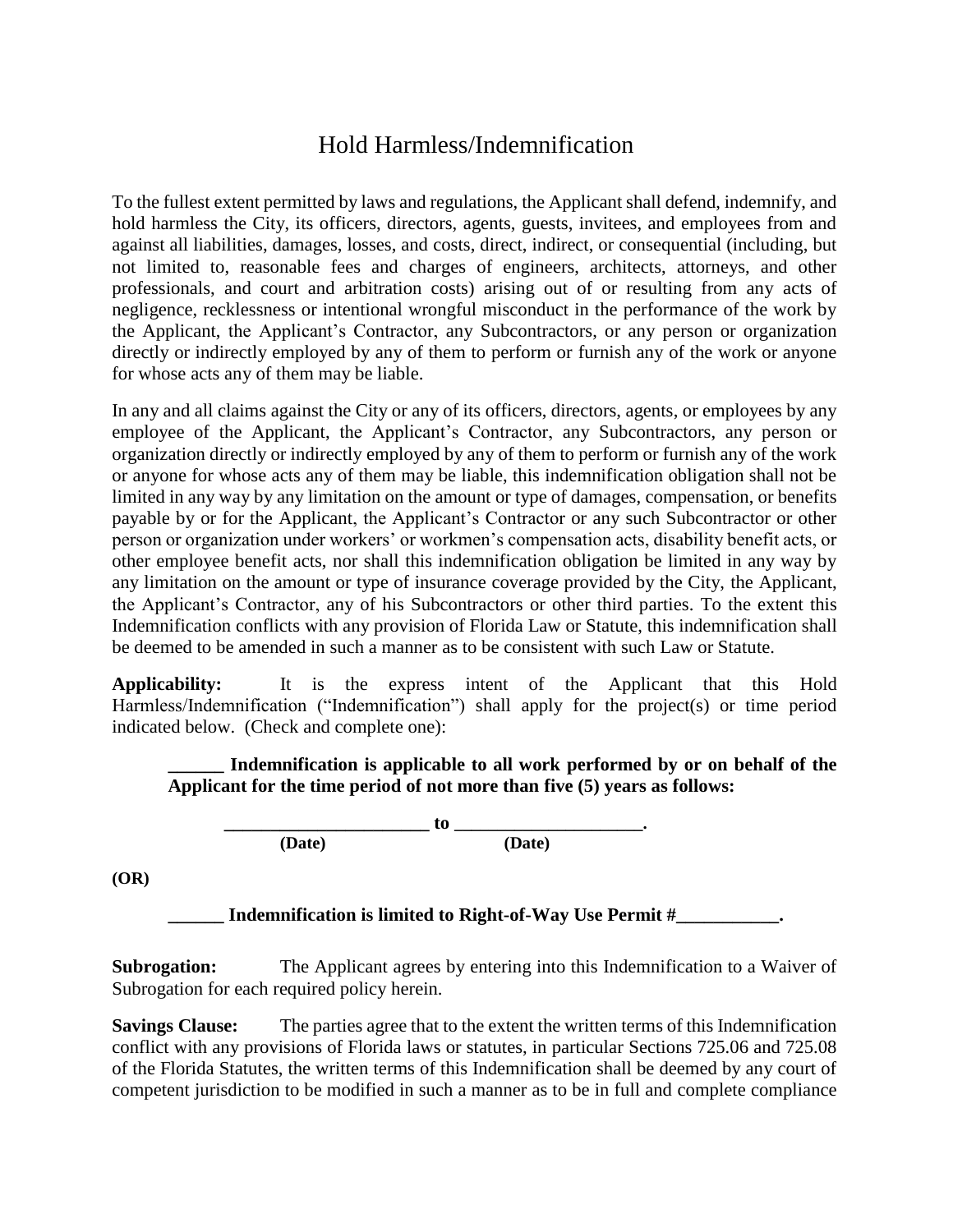# Hold Harmless/Indemnification

To the fullest extent permitted by laws and regulations, the Applicant shall defend, indemnify, and hold harmless the City, its officers, directors, agents, guests, invitees, and employees from and against all liabilities, damages, losses, and costs, direct, indirect, or consequential (including, but not limited to, reasonable fees and charges of engineers, architects, attorneys, and other professionals, and court and arbitration costs) arising out of or resulting from any acts of negligence, recklessness or intentional wrongful misconduct in the performance of the work by the Applicant, the Applicant's Contractor, any Subcontractors, or any person or organization directly or indirectly employed by any of them to perform or furnish any of the work or anyone for whose acts any of them may be liable.

In any and all claims against the City or any of its officers, directors, agents, or employees by any employee of the Applicant, the Applicant's Contractor, any Subcontractors, any person or organization directly or indirectly employed by any of them to perform or furnish any of the work or anyone for whose acts any of them may be liable, this indemnification obligation shall not be limited in any way by any limitation on the amount or type of damages, compensation, or benefits payable by or for the Applicant, the Applicant's Contractor or any such Subcontractor or other person or organization under workers' or workmen's compensation acts, disability benefit acts, or other employee benefit acts, nor shall this indemnification obligation be limited in any way by any limitation on the amount or type of insurance coverage provided by the City, the Applicant, the Applicant's Contractor, any of his Subcontractors or other third parties. To the extent this Indemnification conflicts with any provision of Florida Law or Statute, this indemnification shall be deemed to be amended in such a manner as to be consistent with such Law or Statute.

**Applicability:** It is the express intent of the Applicant that this Hold Harmless/Indemnification ("Indemnification") shall apply for the project(s) or time period indicated below. (Check and complete one):

**______ Indemnification is applicable to all work performed by or on behalf of the Applicant for the time period of not more than five (5) years as follows:**

**______________________ to ____________________.**
**(Date) (Date)**

**(OR)**

**______ Indemnification is limited to Right-of-Way Use Permit #___________.**

**Subrogation:** The Applicant agrees by entering into this Indemnification to a Waiver of Subrogation for each required policy herein.

**Savings Clause:** The parties agree that to the extent the written terms of this Indemnification conflict with any provisions of Florida laws or statutes, in particular Sections 725.06 and 725.08 of the Florida Statutes, the written terms of this Indemnification shall be deemed by any court of competent jurisdiction to be modified in such a manner as to be in full and complete compliance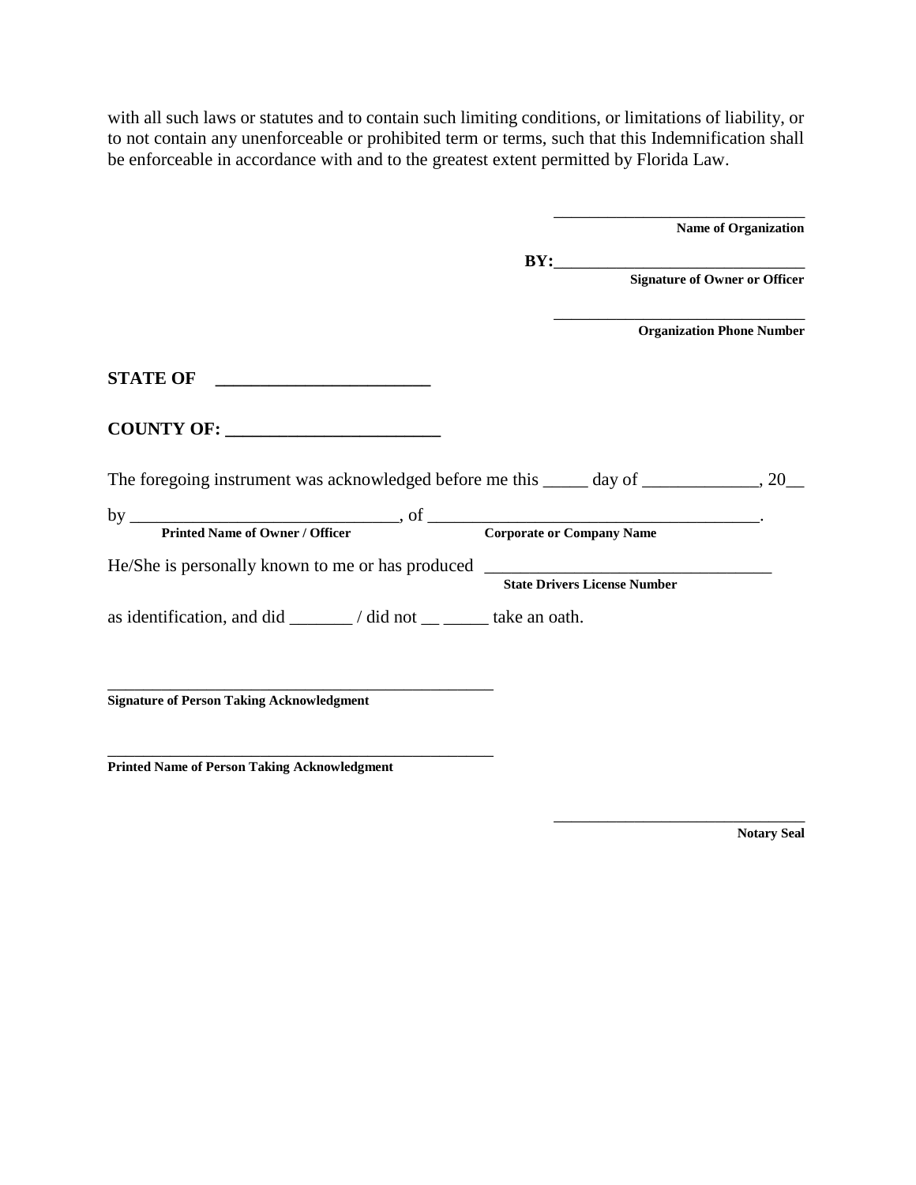with all such laws or statutes and to contain such limiting conditions, or limitations of liability, or to not contain any unenforceable or prohibited term or terms, such that this Indemnification shall be enforceable in accordance with and to the greatest extent permitted by Florida Law.

_______________________________
**Name of Organization**

**BY:**_______________________________
**Signature of Owner or Officer**

_______________________________
**Organization Phone Number**

**STATE OF ________________________**

**COUNTY OF: ________________________**

The foregoing instrument was acknowledged before me this _____ day of _____________, 20__

by _______________________________, of ______________________________________.
**Printed Name of Owner / Officer** **Corporate or Company Name**

He/She is personally known to me or has produced ________________________________
**State Drivers License Number**

as identification, and did _______ / did not __ _____ take an oath.

_______________________________________________
**Signature of Person Taking Acknowledgment**

_______________________________________________
**Printed Name of Person Taking Acknowledgment**

_______________________________
**Notary Seal**